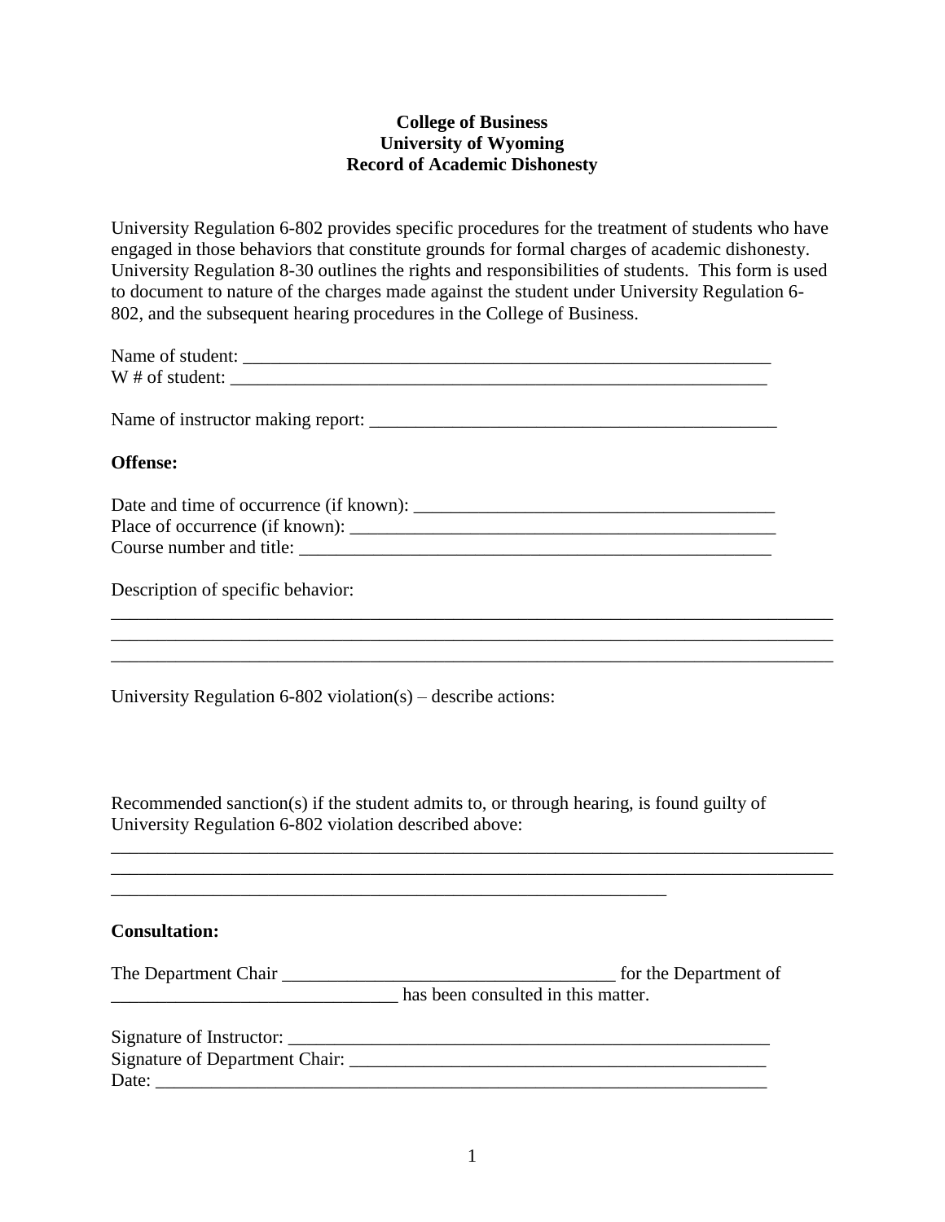**College of Business**
**University of Wyoming**
**Record of Academic Dishonesty**

University Regulation 6-802 provides specific procedures for the treatment of students who have engaged in those behaviors that constitute grounds for formal charges of academic dishonesty. University Regulation 8-30 outlines the rights and responsibilities of students. This form is used to document to nature of the charges made against the student under University Regulation 6-802, and the subsequent hearing procedures in the College of Business.

Name of student: ____________________________________________________________
W # of student: ______________________________________________________________

Name of instructor making report: _____________________________________________

**Offense:**

Date and time of occurrence (if known): ________________________________________
Place of occurrence (if known): _______________________________________________
Course number and title: ____________________________________________________

Description of specific behavior:
____________________________________________________________________________
____________________________________________________________________________
____________________________________________________________________________

University Regulation 6-802 violation(s) – describe actions:

Recommended sanction(s) if the student admits to, or through hearing, is found guilty of University Regulation 6-802 violation described above:
____________________________________________________________________________
____________________________________________________________________________
__________________________________________________________

**Consultation:**

The Department Chair ____________________________________ for the Department of ________________________________ has been consulted in this matter.

Signature of Instructor: ______________________________________________________
Signature of Department Chair: _______________________________________________
Date: _____________________________________________________________________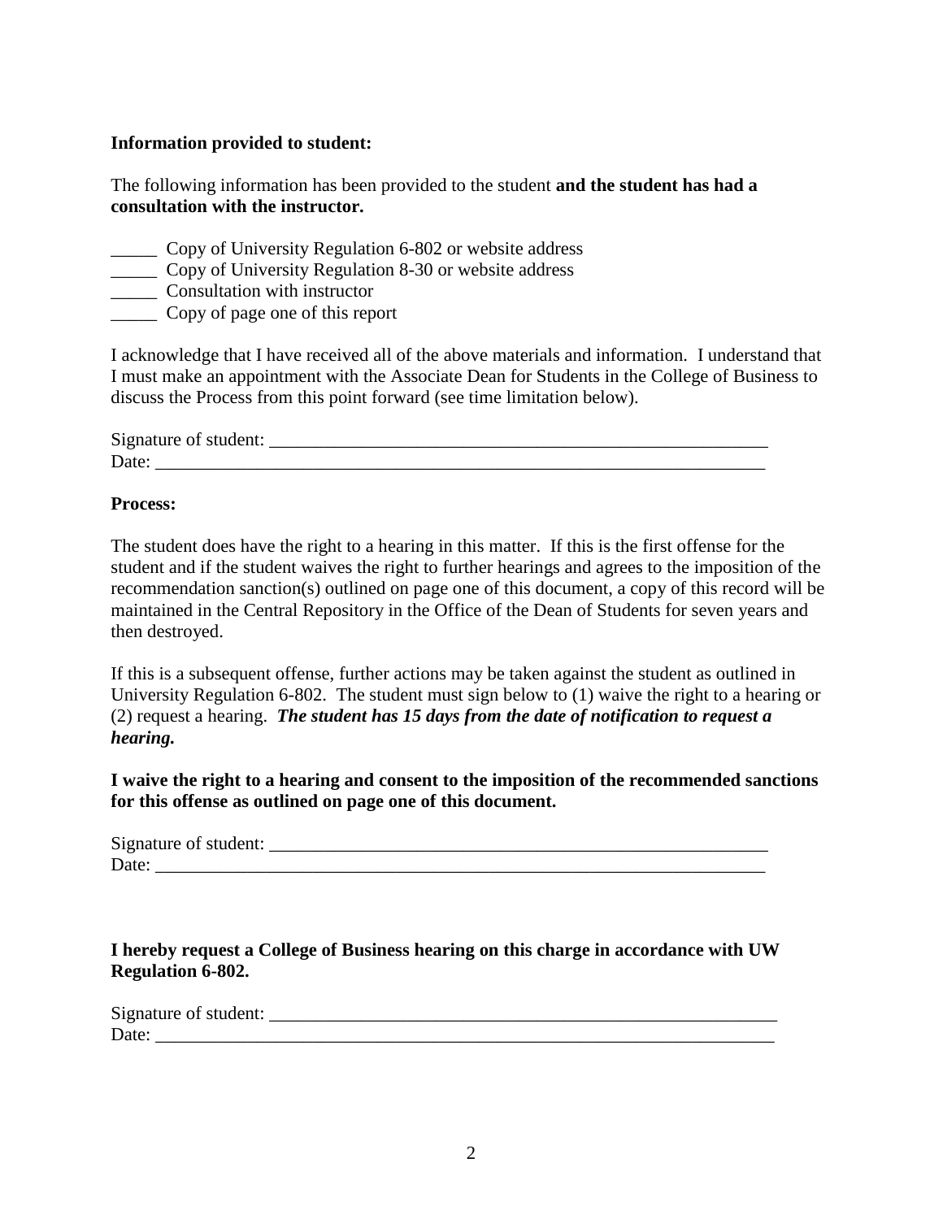**Information provided to student:**

The following information has been provided to the student **and the student has had a consultation with the instructor.**

_____ Copy of University Regulation 6-802 or website address
_____ Copy of University Regulation 8-30 or website address
_____ Consultation with instructor
_____ Copy of page one of this report

I acknowledge that I have received all of the above materials and information. I understand that I must make an appointment with the Associate Dean for Students in the College of Business to discuss the Process from this point forward (see time limitation below).

Signature of student: ________________________________________________________
Date: ________________________________________________________________

**Process:**

The student does have the right to a hearing in this matter. If this is the first offense for the student and if the student waives the right to further hearings and agrees to the imposition of the recommendation sanction(s) outlined on page one of this document, a copy of this record will be maintained in the Central Repository in the Office of the Dean of Students for seven years and then destroyed.

If this is a subsequent offense, further actions may be taken against the student as outlined in University Regulation 6-802. The student must sign below to (1) waive the right to a hearing or (2) request a hearing. ***The student has 15 days from the date of notification to request a hearing.***

**I waive the right to a hearing and consent to the imposition of the recommended sanctions for this offense as outlined on page one of this document.**

Signature of student: ________________________________________________________
Date: ________________________________________________________________

**I hereby request a College of Business hearing on this charge in accordance with UW Regulation 6-802.**

Signature of student: ________________________________________________________
Date: ________________________________________________________________